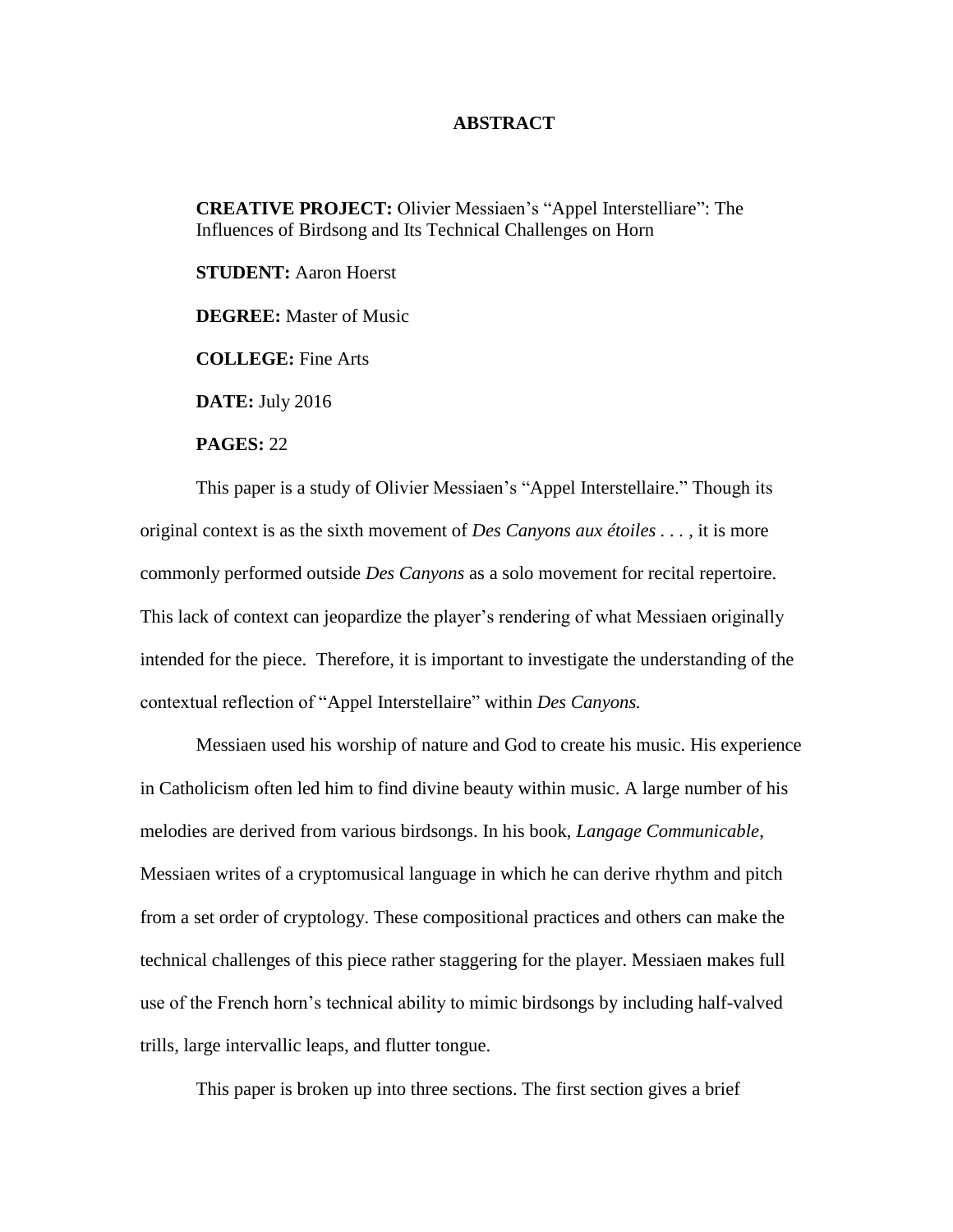# ABSTRACT

**CREATIVE PROJECT:** Olivier Messiaen's "Appel Interstelliare": The Influences of Birdsong and Its Technical Challenges on Horn

**STUDENT:** Aaron Hoerst

**DEGREE:** Master of Music

**COLLEGE:** Fine Arts

**DATE:** July 2016

**PAGES:** 22

This paper is a study of Olivier Messiaen's "Appel Interstellaire." Though its original context is as the sixth movement of *Des Canyons aux étoiles . . .* , it is more commonly performed outside *Des Canyons* as a solo movement for recital repertoire. This lack of context can jeopardize the player's rendering of what Messiaen originally intended for the piece. Therefore, it is important to investigate the understanding of the contextual reflection of "Appel Interstellaire" within *Des Canyons.*

Messiaen used his worship of nature and God to create his music. His experience in Catholicism often led him to find divine beauty within music. A large number of his melodies are derived from various birdsongs. In his book, *Langage Communicable*, Messiaen writes of a cryptomusical language in which he can derive rhythm and pitch from a set order of cryptology. These compositional practices and others can make the technical challenges of this piece rather staggering for the player. Messiaen makes full use of the French horn's technical ability to mimic birdsongs by including half-valved trills, large intervallic leaps, and flutter tongue.

This paper is broken up into three sections. The first section gives a brief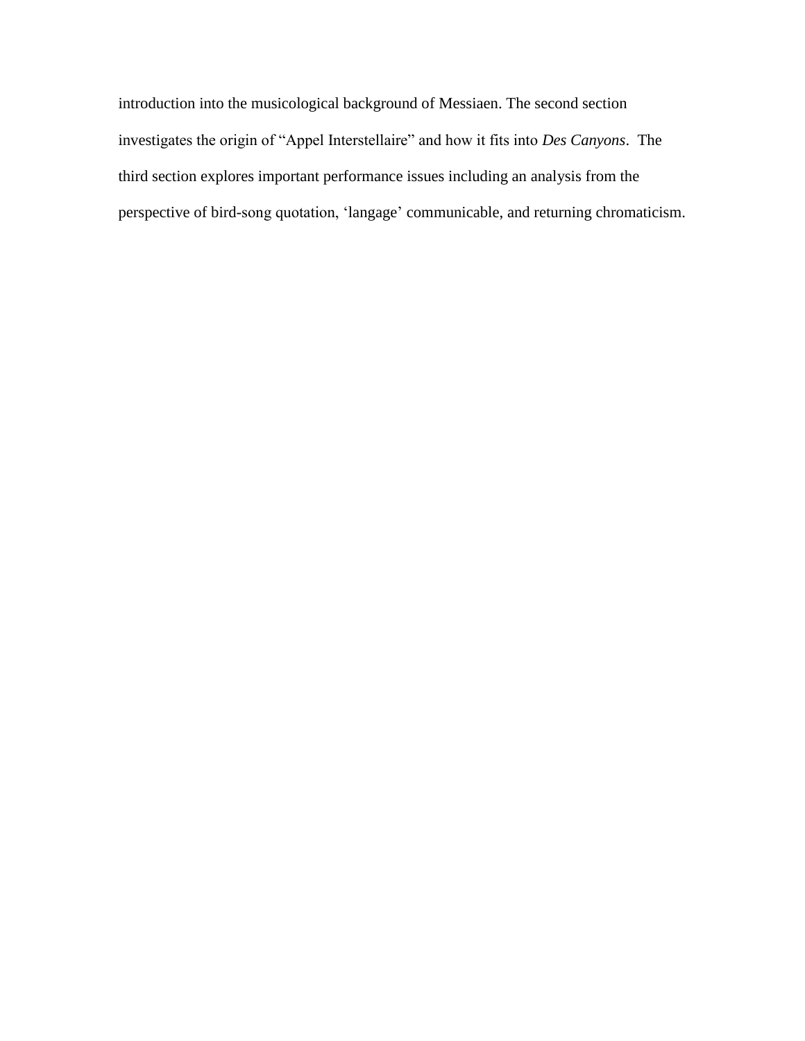introduction into the musicological background of Messiaen. The second section investigates the origin of "Appel Interstellaire" and how it fits into *Des Canyons*. The third section explores important performance issues including an analysis from the perspective of bird-song quotation, 'langage' communicable, and returning chromaticism.